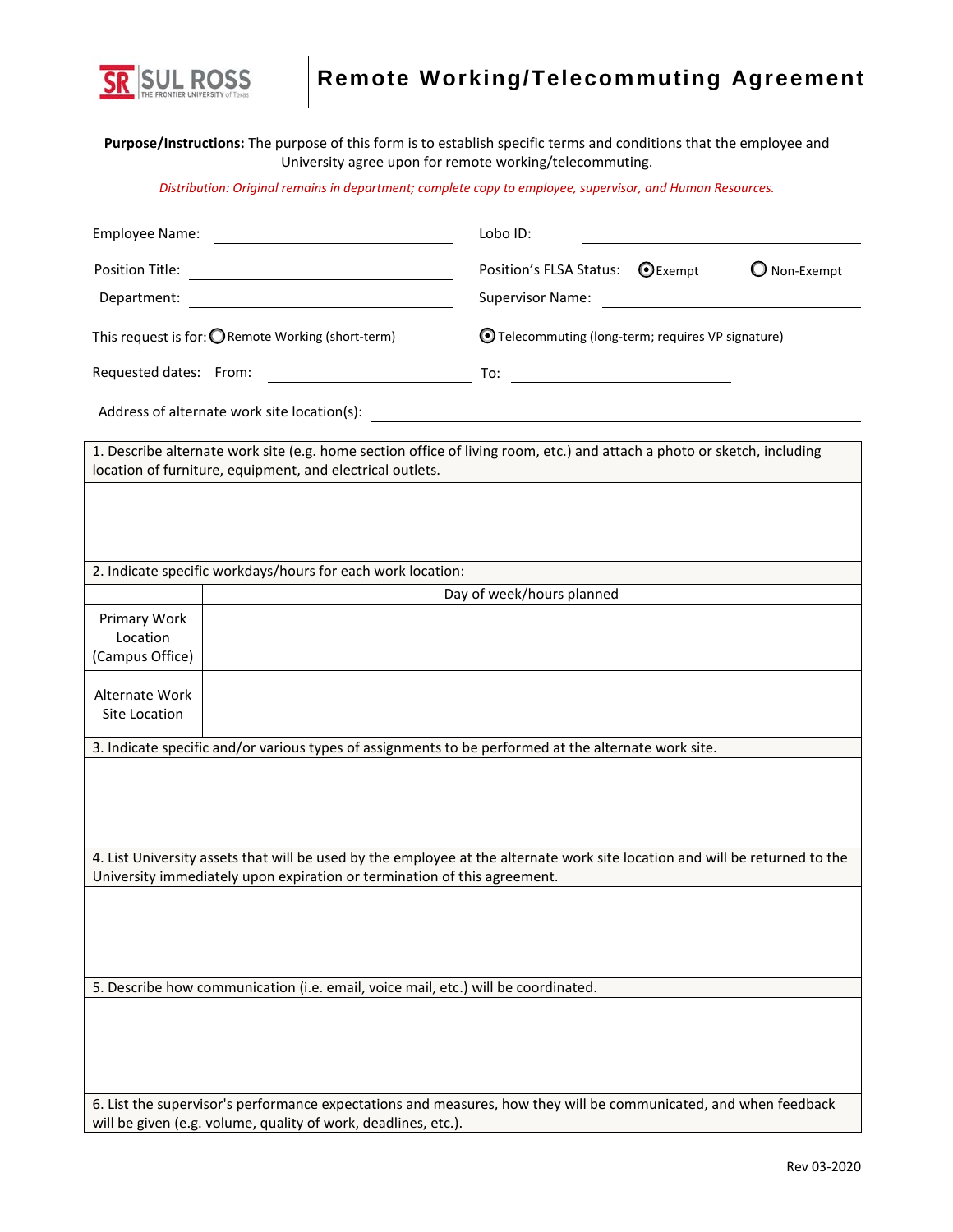SUL ROSS THE FRONTIER UNIVERSITY of Texas

# Remote Working/Telecommuting Agreement

**Purpose/Instructions:** The purpose of this form is to establish specific terms and conditions that the employee and University agree upon for remote working/telecommuting.

*Distribution: Original remains in department; complete copy to employee, supervisor, and Human Resources.*

Employee Name: ____________________ Lobo ID: ____________________

Position Title: ____________________ Position's FLSA Status: ◉ Exempt ○ Non-Exempt

Department: ____________________ Supervisor Name: ____________________

This request is for: ○ Remote Working (short-term) ◉ Telecommuting (long-term; requires VP signature)

Requested dates: From: ____________________ To: ____________________

Address of alternate work site location(s): ____________________

| 1. Describe alternate work site (e.g. home section office of living room, etc.) and attach a photo or sketch, including location of furniture, equipment, and electrical outlets. |
|---|
| |

| 2. Indicate specific workdays/hours for each work location: | |
|---|---|
| | Day of week/hours planned |
| Primary Work Location (Campus Office) | |
| Alternate Work Site Location | |

| 3. Indicate specific and/or various types of assignments to be performed at the alternate work site. |
|---|
| |

| 4. List University assets that will be used by the employee at the alternate work site location and will be returned to the University immediately upon expiration or termination of this agreement. |
|---|
| |

| 5. Describe how communication (i.e. email, voice mail, etc.) will be coordinated. |
|---|
| |

| 6. List the supervisor's performance expectations and measures, how they will be communicated, and when feedback will be given (e.g. volume, quality of work, deadlines, etc.). |
|---|

Rev 03-2020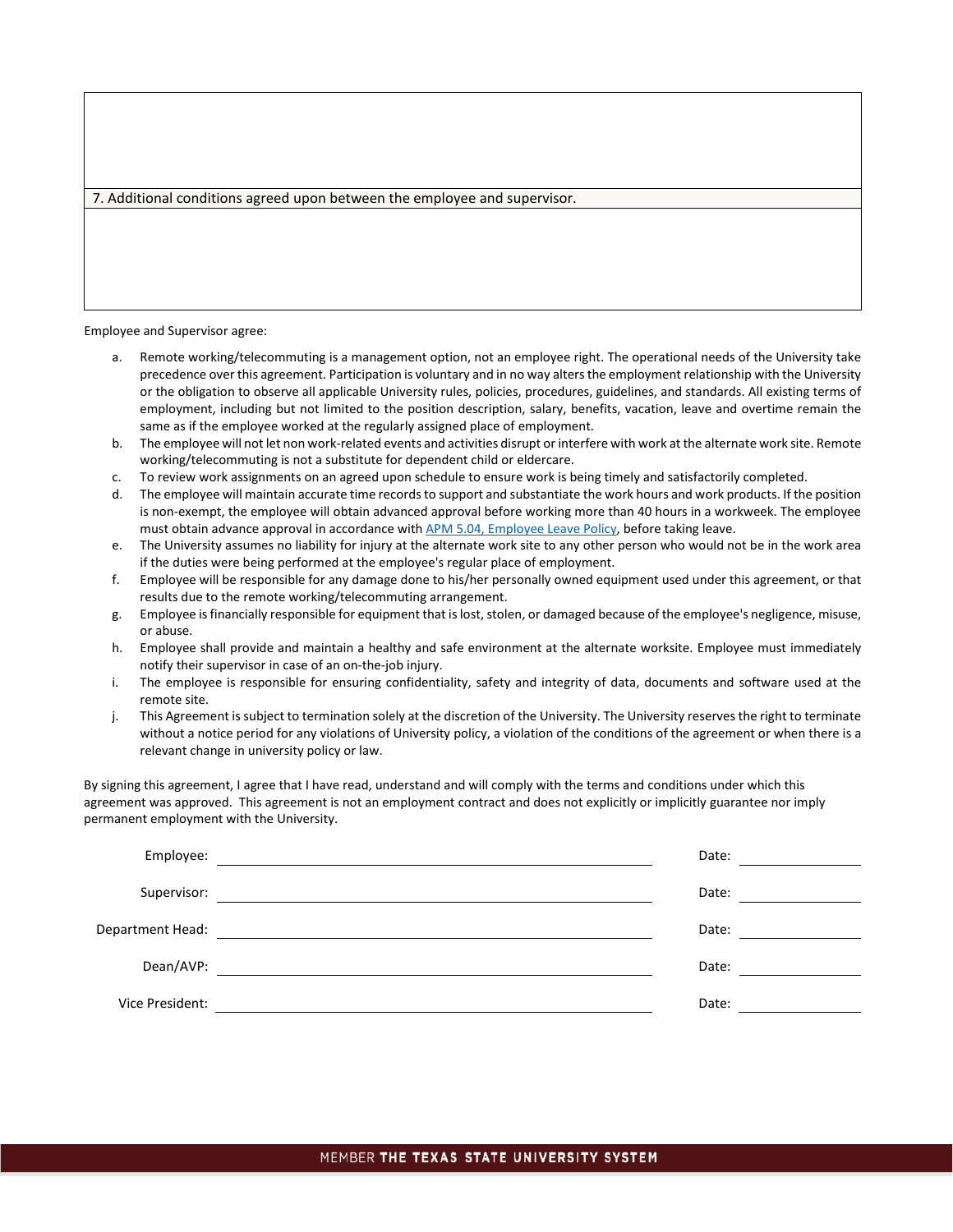7. Additional conditions agreed upon between the employee and supervisor.

Employee and Supervisor agree:

a. Remote working/telecommuting is a management option, not an employee right. The operational needs of the University take precedence over this agreement. Participation is voluntary and in no way alters the employment relationship with the University or the obligation to observe all applicable University rules, policies, procedures, guidelines, and standards. All existing terms of employment, including but not limited to the position description, salary, benefits, vacation, leave and overtime remain the same as if the employee worked at the regularly assigned place of employment.
b. The employee will not let non work-related events and activities disrupt or interfere with work at the alternate work site. Remote working/telecommuting is not a substitute for dependent child or eldercare.
c. To review work assignments on an agreed upon schedule to ensure work is being timely and satisfactorily completed.
d. The employee will maintain accurate time records to support and substantiate the work hours and work products. If the position is non-exempt, the employee will obtain advanced approval before working more than 40 hours in a workweek. The employee must obtain advance approval in accordance with APM 5.04, Employee Leave Policy, before taking leave.
e. The University assumes no liability for injury at the alternate work site to any other person who would not be in the work area if the duties were being performed at the employee's regular place of employment.
f. Employee will be responsible for any damage done to his/her personally owned equipment used under this agreement, or that results due to the remote working/telecommuting arrangement.
g. Employee is financially responsible for equipment that is lost, stolen, or damaged because of the employee's negligence, misuse, or abuse.
h. Employee shall provide and maintain a healthy and safe environment at the alternate worksite. Employee must immediately notify their supervisor in case of an on-the-job injury.
i. The employee is responsible for ensuring confidentiality, safety and integrity of data, documents and software used at the remote site.
j. This Agreement is subject to termination solely at the discretion of the University. The University reserves the right to terminate without a notice period for any violations of University policy, a violation of the conditions of the agreement or when there is a relevant change in university policy or law.

By signing this agreement, I agree that I have read, understand and will comply with the terms and conditions under which this agreement was approved. This agreement is not an employment contract and does not explicitly or implicitly guarantee nor imply permanent employment with the University.

Employee: ______________________________ Date: __________

Supervisor: ______________________________ Date: __________

Department Head: ______________________________ Date: __________

Dean/AVP: ______________________________ Date: __________

Vice President: ______________________________ Date: __________

MEMBER THE TEXAS STATE UNIVERSITY SYSTEM